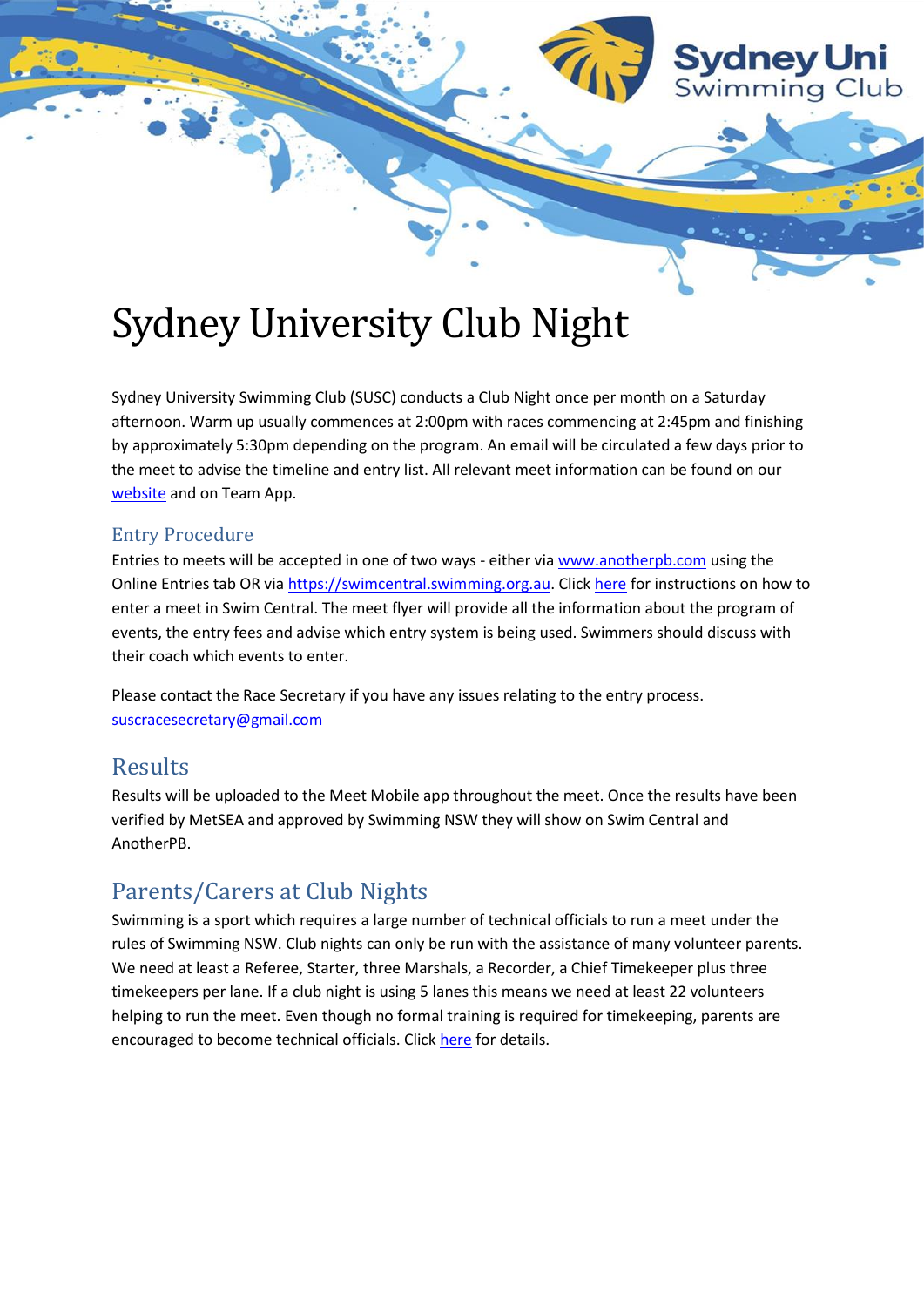# Sydney University Club Night

Sydney University Swimming Club (SUSC) conducts a Club Night once per month on a Saturday afternoon. Warm up usually commences at 2:00pm with races commencing at 2:45pm and finishing by approximately 5:30pm depending on the program. An email will be circulated a few days prior to the meet to advise the timeline and entry list. All relevant meet information can be found on our website and on Team App.

## Entry Procedure

Entries to meets will be accepted in one of two ways - either via www.anotherpb.com using the Online Entries tab OR via https://swimcentral.swimming.org.au. Click here for instructions on how to enter a meet in Swim Central. The meet flyer will provide all the information about the program of events, the entry fees and advise which entry system is being used. Swimmers should discuss with their coach which events to enter.

Please contact the Race Secretary if you have any issues relating to the entry process. suscracesecretary@gmail.com

## Results

Results will be uploaded to the Meet Mobile app throughout the meet. Once the results have been verified by MetSEA and approved by Swimming NSW they will show on Swim Central and AnotherPB.

## Parents/Carers at Club Nights

Swimming is a sport which requires a large number of technical officials to run a meet under the rules of Swimming NSW. Club nights can only be run with the assistance of many volunteer parents. We need at least a Referee, Starter, three Marshals, a Recorder, a Chief Timekeeper plus three timekeepers per lane. If a club night is using 5 lanes this means we need at least 22 volunteers helping to run the meet. Even though no formal training is required for timekeeping, parents are encouraged to become technical officials. Click here for details.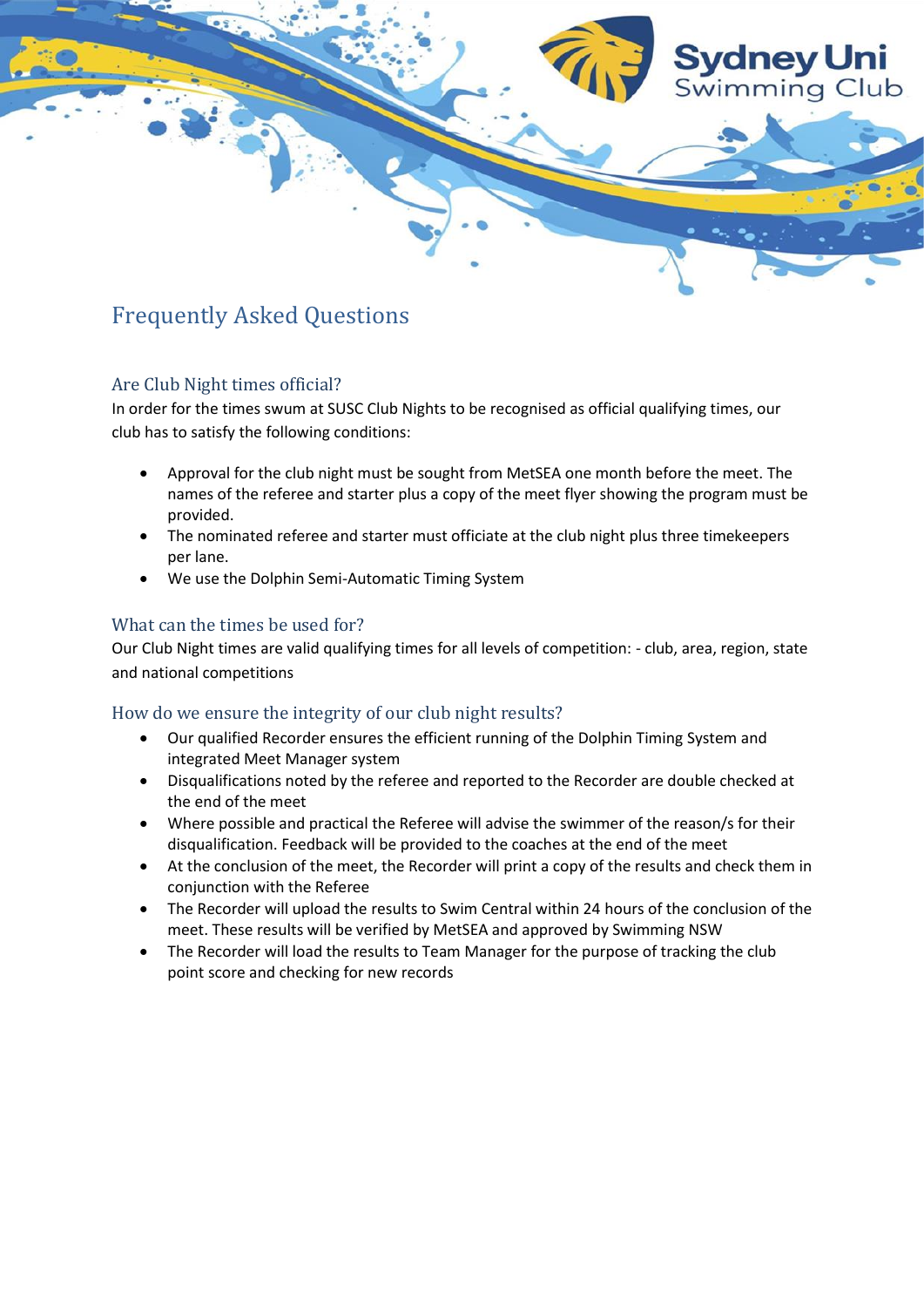# Frequently Asked Questions

## Are Club Night times official?

In order for the times swum at SUSC Club Nights to be recognised as official qualifying times, our club has to satisfy the following conditions:

- Approval for the club night must be sought from MetSEA one month before the meet. The names of the referee and starter plus a copy of the meet flyer showing the program must be provided.
- The nominated referee and starter must officiate at the club night plus three timekeepers per lane.
- We use the Dolphin Semi-Automatic Timing System

## What can the times be used for?

Our Club Night times are valid qualifying times for all levels of competition: - club, area, region, state and national competitions

## How do we ensure the integrity of our club night results?

- Our qualified Recorder ensures the efficient running of the Dolphin Timing System and integrated Meet Manager system
- Disqualifications noted by the referee and reported to the Recorder are double checked at the end of the meet
- Where possible and practical the Referee will advise the swimmer of the reason/s for their disqualification. Feedback will be provided to the coaches at the end of the meet
- At the conclusion of the meet, the Recorder will print a copy of the results and check them in conjunction with the Referee
- The Recorder will upload the results to Swim Central within 24 hours of the conclusion of the meet. These results will be verified by MetSEA and approved by Swimming NSW
- The Recorder will load the results to Team Manager for the purpose of tracking the club point score and checking for new records